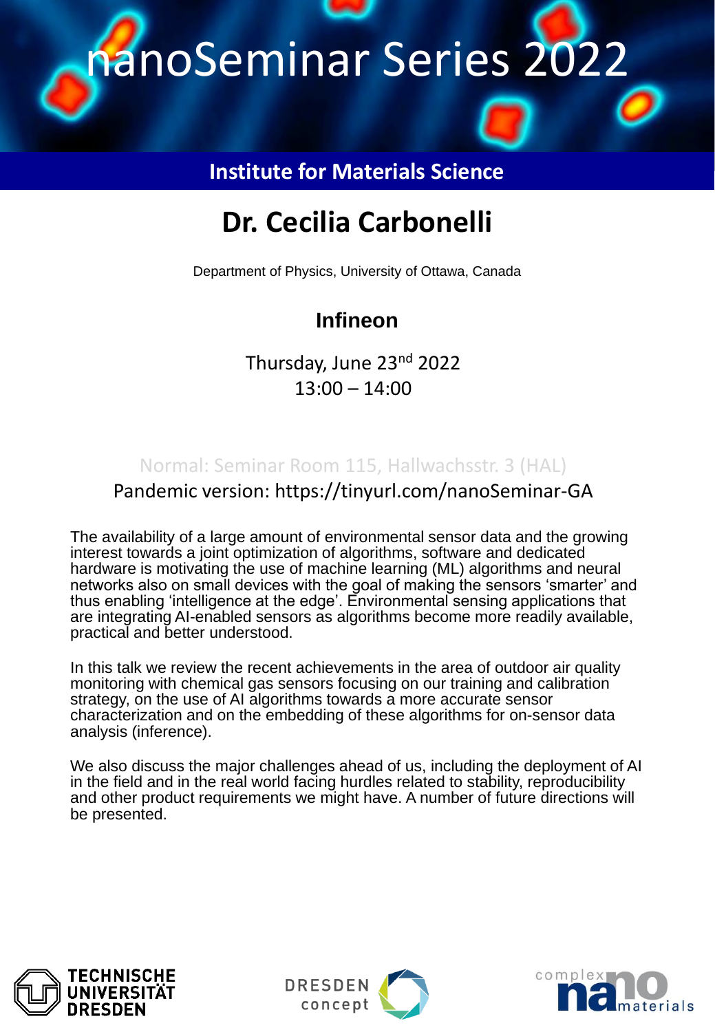# nanoSeminar Series 2022

**Institute for Materials Science**

## Dr. Cecilia Carbonelli

Department of Physics, University of Ottawa, Canada

### Infineon

Thursday, June 23rd 2022
13:00 – 14:00

Normal: Seminar Room 115, Hallwachsstr. 3 (HAL)
Pandemic version: https://tinyurl.com/nanoSeminar-GA

The availability of a large amount of environmental sensor data and the growing interest towards a joint optimization of algorithms, software and dedicated hardware is motivating the use of machine learning (ML) algorithms and neural networks also on small devices with the goal of making the sensors 'smarter' and thus enabling 'intelligence at the edge'. Environmental sensing applications that are integrating AI-enabled sensors as algorithms become more readily available, practical and better understood.

In this talk we review the recent achievements in the area of outdoor air quality monitoring with chemical gas sensors focusing on our training and calibration strategy, on the use of AI algorithms towards a more accurate sensor characterization and on the embedding of these algorithms for on-sensor data analysis (inference).

We also discuss the major challenges ahead of us, including the deployment of AI in the field and in the real world facing hurdles related to stability, reproducibility and other product requirements we might have. A number of future directions will be presented.

TECHNISCHE UNIVERSITÄT DRESDEN

DRESDEN concept

complex nano materials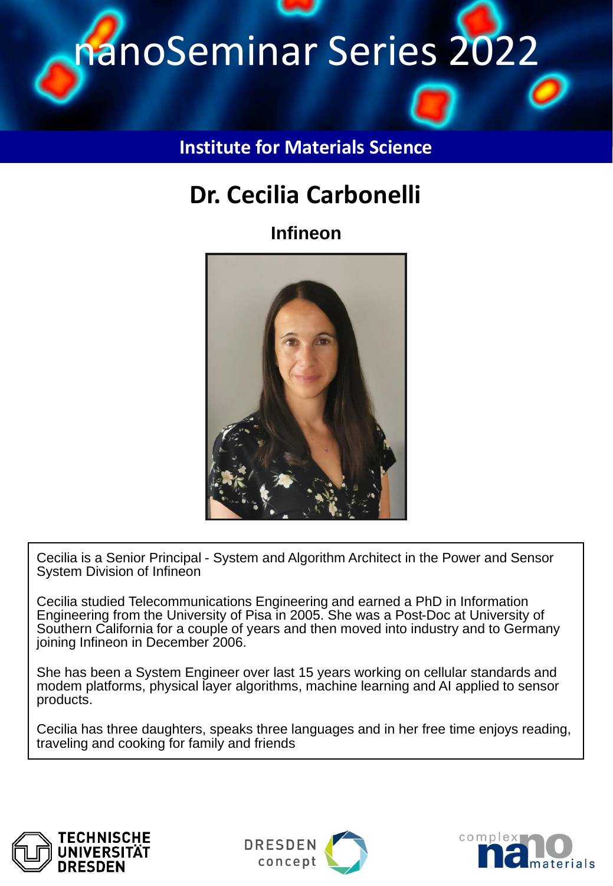# nanoSeminar Series 2022

## Institute for Materials Science

## Dr. Cecilia Carbonelli

### Infineon

Cecilia is a Senior Principal - System and Algorithm Architect in the Power and Sensor System Division of Infineon

Cecilia studied Telecommunications Engineering and earned a PhD in Information Engineering from the University of Pisa in 2005. She was a Post-Doc at University of Southern California for a couple of years and then moved into industry and to Germany joining Infineon in December 2006.

She has been a System Engineer over last 15 years working on cellular standards and modem platforms, physical layer algorithms, machine learning and AI applied to sensor products.

Cecilia has three daughters, speaks three languages and in her free time enjoys reading, traveling and cooking for family and friends

TECHNISCHE UNIVERSITÄT DRESDEN

DRESDEN concept

complex nano materials